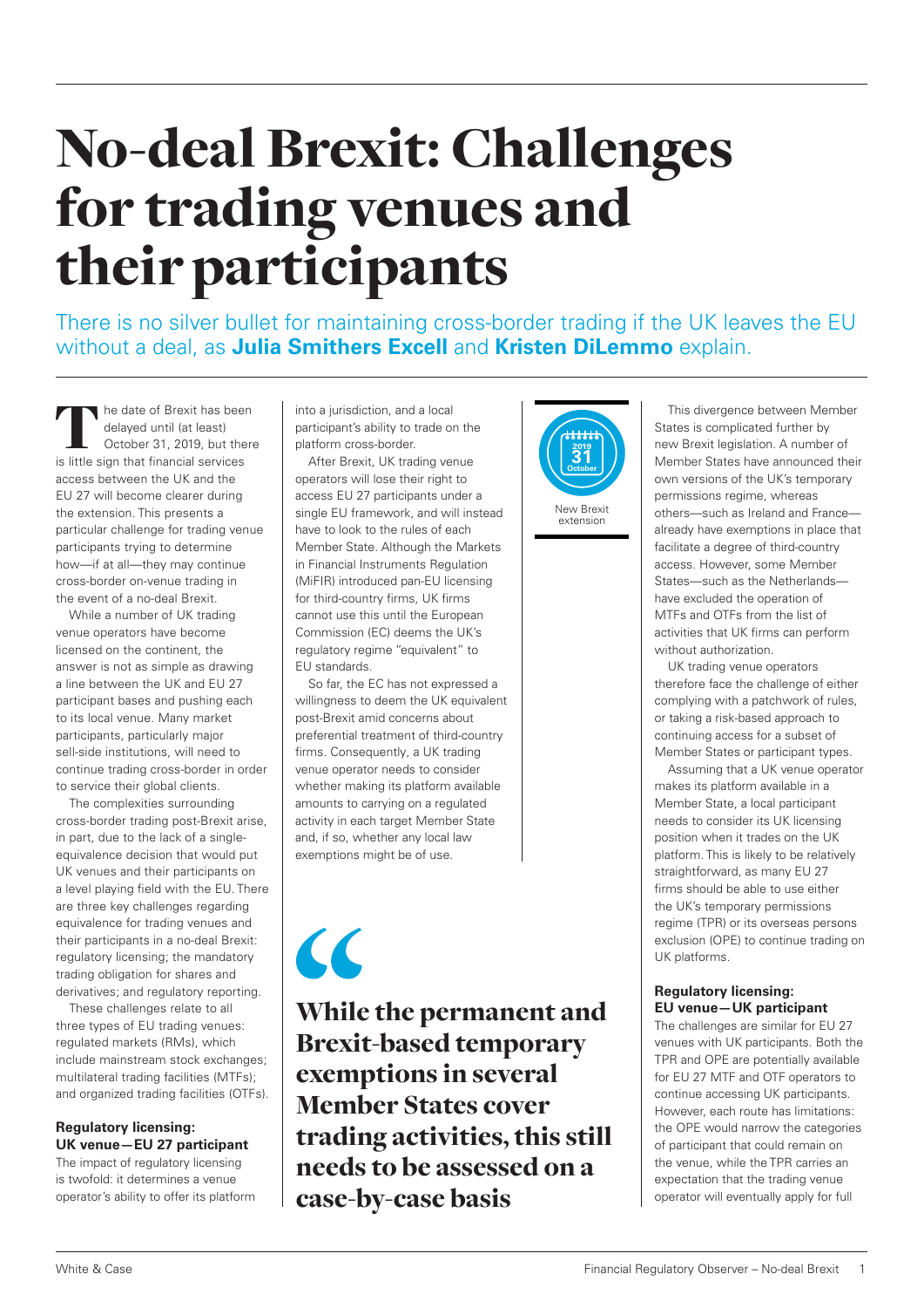# No-deal Brexit: Challenges for trading venues and their participants

There is no silver bullet for maintaining cross-border trading if the UK leaves the EU without a deal, as **Julia Smithers Excell** and **Kristen DiLemmo** explain.

The date of Brexit has been delayed until (at least) October 31, 2019, but there is little sign that financial services access between the UK and the EU 27 will become clearer during the extension. This presents a particular challenge for trading venue participants trying to determine how—if at all—they may continue cross-border on-venue trading in the event of a no-deal Brexit.

While a number of UK trading venue operators have become licensed on the continent, the answer is not as simple as drawing a line between the UK and EU 27 participant bases and pushing each to its local venue. Many market participants, particularly major sell-side institutions, will need to continue trading cross-border in order to service their global clients.

The complexities surrounding cross-border trading post-Brexit arise, in part, due to the lack of a single-equivalence decision that would put UK venues and their participants on a level playing field with the EU. There are three key challenges regarding equivalence for trading venues and their participants in a no-deal Brexit: regulatory licensing; the mandatory trading obligation for shares and derivatives; and regulatory reporting.

These challenges relate to all three types of EU trading venues: regulated markets (RMs), which include mainstream stock exchanges; multilateral trading facilities (MTFs); and organized trading facilities (OTFs).

### Regulatory licensing: UK venue—EU 27 participant

The impact of regulatory licensing is twofold: it determines a venue operator's ability to offer its platform into a jurisdiction, and a local participant's ability to trade on the platform cross-border.

After Brexit, UK trading venue operators will lose their right to access EU 27 participants under a single EU framework, and will instead have to look to the rules of each Member State. Although the Markets in Financial Instruments Regulation (MiFIR) introduced pan-EU licensing for third-country firms, UK firms cannot use this until the European Commission (EC) deems the UK's regulatory regime "equivalent" to EU standards.

So far, the EC has not expressed a willingness to deem the UK equivalent post-Brexit amid concerns about preferential treatment of third-country firms. Consequently, a UK trading venue operator needs to consider whether making its platform available amounts to carrying on a regulated activity in each target Member State and, if so, whether any local law exemptions might be of use.

2019 31 October

New Brexit extension

> **"While the permanent and Brexit-based temporary exemptions in several Member States cover trading activities, this still needs to be assessed on a case-by-case basis**

This divergence between Member States is complicated further by new Brexit legislation. A number of Member States have announced their own versions of the UK's temporary permissions regime, whereas others—such as Ireland and France—already have exemptions in place that facilitate a degree of third-country access. However, some Member States—such as the Netherlands—have excluded the operation of MTFs and OTFs from the list of activities that UK firms can perform without authorization.

UK trading venue operators therefore face the challenge of either complying with a patchwork of rules, or taking a risk-based approach to continuing access for a subset of Member States or participant types.

Assuming that a UK venue operator makes its platform available in a Member State, a local participant needs to consider its UK licensing position when it trades on the UK platform. This is likely to be relatively straightforward, as many EU 27 firms should be able to use either the UK's temporary permissions regime (TPR) or its overseas persons exclusion (OPE) to continue trading on UK platforms.

### Regulatory licensing: EU venue—UK participant

The challenges are similar for EU 27 venues with UK participants. Both the TPR and OPE are potentially available for EU 27 MTF and OTF operators to continue accessing UK participants. However, each route has limitations: the OPE would narrow the categories of participant that could remain on the venue, while the TPR carries an expectation that the trading venue operator will eventually apply for full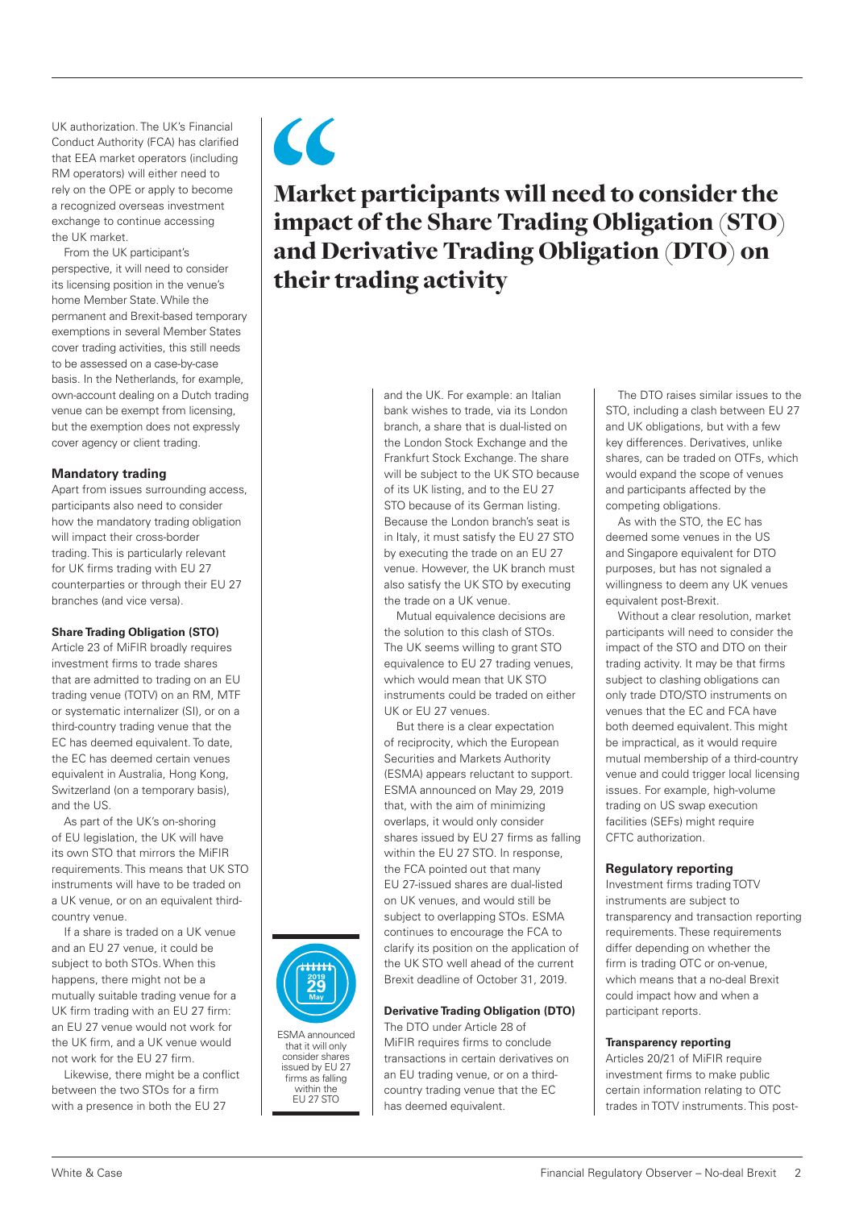UK authorization. The UK's Financial Conduct Authority (FCA) has clarified that EEA market operators (including RM operators) will either need to rely on the OPE or apply to become a recognized overseas investment exchange to continue accessing the UK market.

From the UK participant's perspective, it will need to consider its licensing position in the venue's home Member State. While the permanent and Brexit-based temporary exemptions in several Member States cover trading activities, this still needs to be assessed on a case-by-case basis. In the Netherlands, for example, own-account dealing on a Dutch trading venue can be exempt from licensing, but the exemption does not expressly cover agency or client trading.

> **Market participants will need to consider the impact of the Share Trading Obligation (STO) and Derivative Trading Obligation (DTO) on their trading activity**

## Mandatory trading

Apart from issues surrounding access, participants also need to consider how the mandatory trading obligation will impact their cross-border trading. This is particularly relevant for UK firms trading with EU 27 counterparties or through their EU 27 branches (and vice versa).

### Share Trading Obligation (STO)

Article 23 of MiFIR broadly requires investment firms to trade shares that are admitted to trading on an EU trading venue (TOTV) on an RM, MTF or systematic internalizer (SI), or on a third-country trading venue that the EC has deemed equivalent. To date, the EC has deemed certain venues equivalent in Australia, Hong Kong, Switzerland (on a temporary basis), and the US.

As part of the UK's on-shoring of EU legislation, the UK will have its own STO that mirrors the MiFIR requirements. This means that UK STO instruments will have to be traded on a UK venue, or on an equivalent third-country venue.

If a share is traded on a UK venue and an EU 27 venue, it could be subject to both STOs. When this happens, there might not be a mutually suitable trading venue for a UK firm trading with an EU 27 firm: an EU 27 venue would not work for the UK firm, and a UK venue would not work for the EU 27 firm.

Likewise, there might be a conflict between the two STOs for a firm with a presence in both the EU 27 and the UK. For example: an Italian bank wishes to trade, via its London branch, a share that is dual-listed on the London Stock Exchange and the Frankfurt Stock Exchange. The share will be subject to the UK STO because of its UK listing, and to the EU 27 STO because of its German listing. Because the London branch's seat is in Italy, it must satisfy the EU 27 STO by executing the trade on an EU 27 venue. However, the UK branch must also satisfy the UK STO by executing the trade on a UK venue.

Mutual equivalence decisions are the solution to this clash of STOs. The UK seems willing to grant STO equivalence to EU 27 trading venues, which would mean that UK STO instruments could be traded on either UK or EU 27 venues.

But there is a clear expectation of reciprocity, which the European Securities and Markets Authority (ESMA) appears reluctant to support. ESMA announced on May 29, 2019 that, with the aim of minimizing overlaps, it would only consider shares issued by EU 27 firms as falling within the EU 27 STO. In response, the FCA pointed out that many EU 27-issued shares are dual-listed on UK venues, and would still be subject to overlapping STOs. ESMA continues to encourage the FCA to clarify its position on the application of the UK STO well ahead of the current Brexit deadline of October 31, 2019.

2019 29 May

ESMA announced that it will only consider shares issued by EU 27 firms as falling within the EU 27 STO

### Derivative Trading Obligation (DTO)

The DTO under Article 28 of MiFIR requires firms to conclude transactions in certain derivatives on an EU trading venue, or on a third-country trading venue that the EC has deemed equivalent.

The DTO raises similar issues to the STO, including a clash between EU 27 and UK obligations, but with a few key differences. Derivatives, unlike shares, can be traded on OTFs, which would expand the scope of venues and participants affected by the competing obligations.

As with the STO, the EC has deemed some venues in the US and Singapore equivalent for DTO purposes, but has not signaled a willingness to deem any UK venues equivalent post-Brexit.

Without a clear resolution, market participants will need to consider the impact of the STO and DTO on their trading activity. It may be that firms subject to clashing obligations can only trade DTO/STO instruments on venues that the EC and FCA have both deemed equivalent. This might be impractical, as it would require mutual membership of a third-country venue and could trigger local licensing issues. For example, high-volume trading on US swap execution facilities (SEFs) might require CFTC authorization.

## Regulatory reporting

Investment firms trading TOTV instruments are subject to transparency and transaction reporting requirements. These requirements differ depending on whether the firm is trading OTC or on-venue, which means that a no-deal Brexit could impact how and when a participant reports.

### Transparency reporting

Articles 20/21 of MiFIR require investment firms to make public certain information relating to OTC trades in TOTV instruments. This post-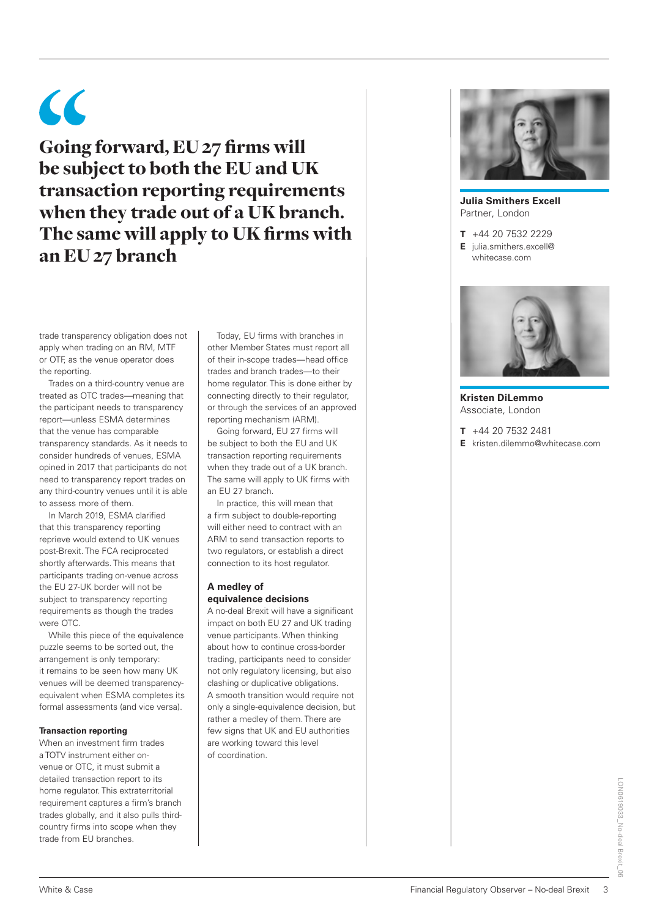> Going forward, EU 27 firms will be subject to both the EU and UK transaction reporting requirements when they trade out of a UK branch. The same will apply to UK firms with an EU 27 branch

trade transparency obligation does not apply when trading on an RM, MTF or OTF, as the venue operator does the reporting.

Trades on a third-country venue are treated as OTC trades—meaning that the participant needs to transparency report—unless ESMA determines that the venue has comparable transparency standards. As it needs to consider hundreds of venues, ESMA opined in 2017 that participants do not need to transparency report trades on any third-country venues until it is able to assess more of them.

In March 2019, ESMA clarified that this transparency reporting reprieve would extend to UK venues post-Brexit. The FCA reciprocated shortly afterwards. This means that participants trading on-venue across the EU 27-UK border will not be subject to transparency reporting requirements as though the trades were OTC.

While this piece of the equivalence puzzle seems to be sorted out, the arrangement is only temporary: it remains to be seen how many UK venues will be deemed transparency-equivalent when ESMA completes its formal assessments (and vice versa).

#### Transaction reporting

When an investment firm trades a TOTV instrument either on-venue or OTC, it must submit a detailed transaction report to its home regulator. This extraterritorial requirement captures a firm's branch trades globally, and it also pulls third-country firms into scope when they trade from EU branches.

Today, EU firms with branches in other Member States must report all of their in-scope trades—head office trades and branch trades—to their home regulator. This is done either by connecting directly to their regulator, or through the services of an approved reporting mechanism (ARM).

Going forward, EU 27 firms will be subject to both the EU and UK transaction reporting requirements when they trade out of a UK branch. The same will apply to UK firms with an EU 27 branch.

In practice, this will mean that a firm subject to double-reporting will either need to contract with an ARM to send transaction reports to two regulators, or establish a direct connection to its host regulator.

#### A medley of equivalence decisions

A no-deal Brexit will have a significant impact on both EU 27 and UK trading venue participants. When thinking about how to continue cross-border trading, participants need to consider not only regulatory licensing, but also clashing or duplicative obligations. A smooth transition would require not only a single-equivalence decision, but rather a medley of them. There are few signs that UK and EU authorities are working toward this level of coordination.

**Julia Smithers Excell**
Partner, London

**T** +44 20 7532 2229
**E** julia.smithers.excell@whitecase.com

**Kristen DiLemmo**
Associate, London

**T** +44 20 7532 2481
**E** kristen.dilemmo@whitecase.com